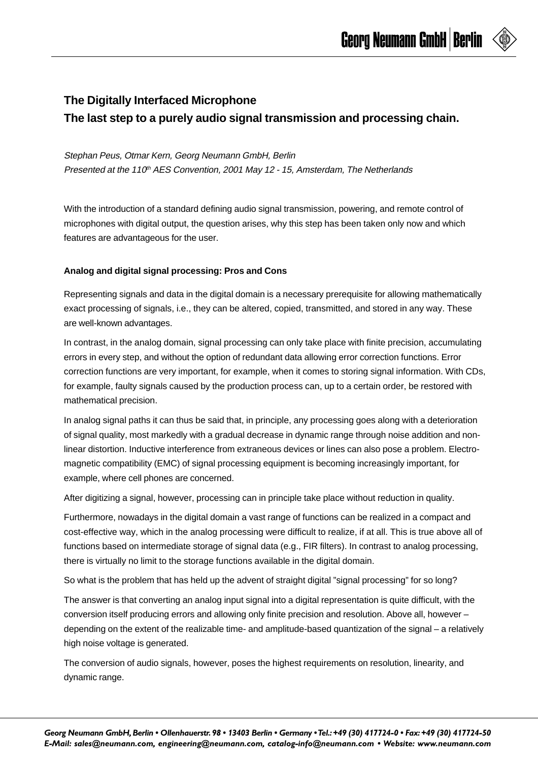# The Digitally Interfaced Microphone

## The last step to a purely audio signal transmission and processing chain.

*Stephan Peus, Otmar Kern, Georg Neumann GmbH, Berlin*
*Presented at the 110th AES Convention, 2001 May 12 - 15, Amsterdam, The Netherlands*

With the introduction of a standard defining audio signal transmission, powering, and remote control of microphones with digital output, the question arises, why this step has been taken only now and which features are advantageous for the user.

### Analog and digital signal processing: Pros and Cons

Representing signals and data in the digital domain is a necessary prerequisite for allowing mathematically exact processing of signals, i.e., they can be altered, copied, transmitted, and stored in any way. These are well-known advantages.

In contrast, in the analog domain, signal processing can only take place with finite precision, accumulating errors in every step, and without the option of redundant data allowing error correction functions. Error correction functions are very important, for example, when it comes to storing signal information. With CDs, for example, faulty signals caused by the production process can, up to a certain order, be restored with mathematical precision.

In analog signal paths it can thus be said that, in principle, any processing goes along with a deterioration of signal quality, most markedly with a gradual decrease in dynamic range through noise addition and non-linear distortion. Inductive interference from extraneous devices or lines can also pose a problem. Electro-magnetic compatibility (EMC) of signal processing equipment is becoming increasingly important, for example, where cell phones are concerned.

After digitizing a signal, however, processing can in principle take place without reduction in quality.

Furthermore, nowadays in the digital domain a vast range of functions can be realized in a compact and cost-effective way, which in the analog processing were difficult to realize, if at all. This is true above all of functions based on intermediate storage of signal data (e.g., FIR filters). In contrast to analog processing, there is virtually no limit to the storage functions available in the digital domain.

So what is the problem that has held up the advent of straight digital "signal processing" for so long?

The answer is that converting an analog input signal into a digital representation is quite difficult, with the conversion itself producing errors and allowing only finite precision and resolution. Above all, however – depending on the extent of the realizable time- and amplitude-based quantization of the signal – a relatively high noise voltage is generated.

The conversion of audio signals, however, poses the highest requirements on resolution, linearity, and dynamic range.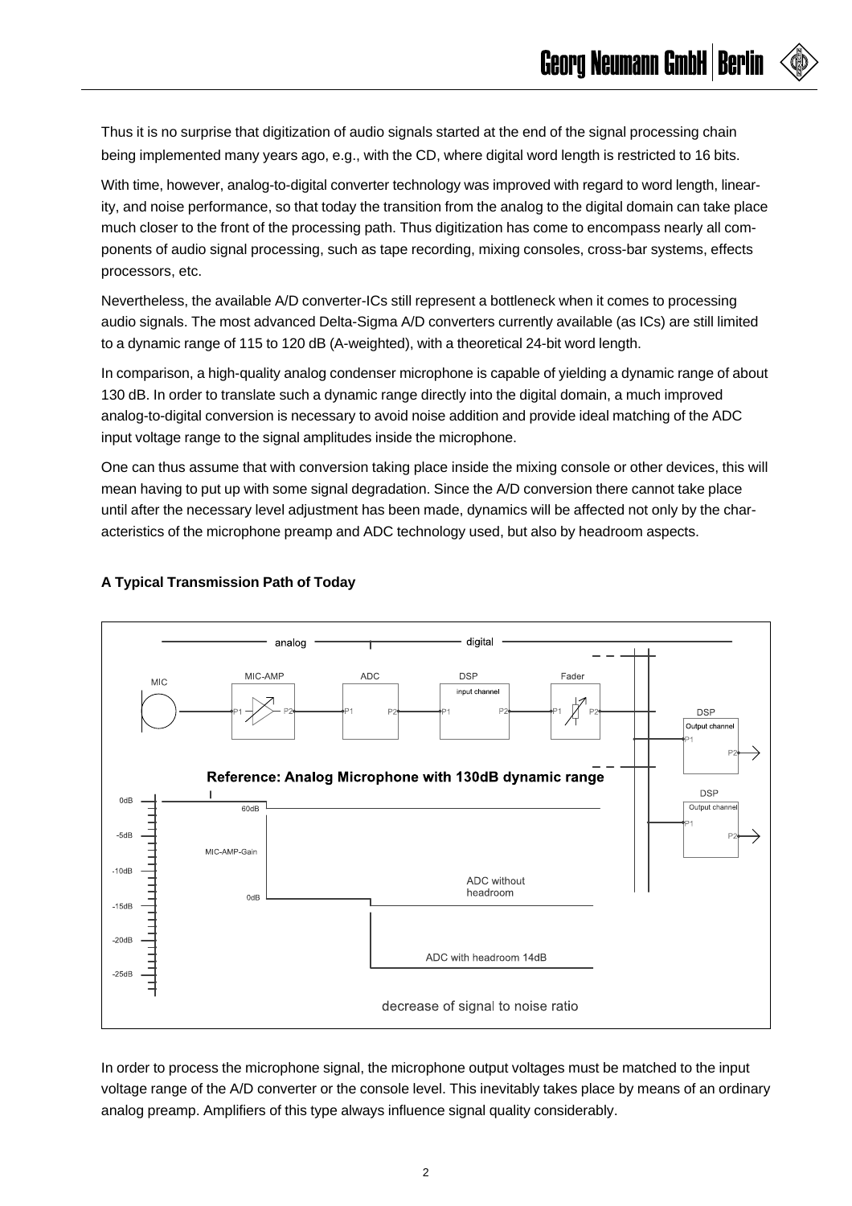Thus it is no surprise that digitization of audio signals started at the end of the signal processing chain being implemented many years ago, e.g., with the CD, where digital word length is restricted to 16 bits.

With time, however, analog-to-digital converter technology was improved with regard to word length, linearity, and noise performance, so that today the transition from the analog to the digital domain can take place much closer to the front of the processing path. Thus digitization has come to encompass nearly all components of audio signal processing, such as tape recording, mixing consoles, cross-bar systems, effects processors, etc.

Nevertheless, the available A/D converter-ICs still represent a bottleneck when it comes to processing audio signals. The most advanced Delta-Sigma A/D converters currently available (as ICs) are still limited to a dynamic range of 115 to 120 dB (A-weighted), with a theoretical 24-bit word length.

In comparison, a high-quality analog condenser microphone is capable of yielding a dynamic range of about 130 dB. In order to translate such a dynamic range directly into the digital domain, a much improved analog-to-digital conversion is necessary to avoid noise addition and provide ideal matching of the ADC input voltage range to the signal amplitudes inside the microphone.

One can thus assume that with conversion taking place inside the mixing console or other devices, this will mean having to put up with some signal degradation. Since the A/D conversion there cannot take place until after the necessary level adjustment has been made, dynamics will be affected not only by the characteristics of the microphone preamp and ADC technology used, but also by headroom aspects.

**A Typical Transmission Path of Today**

analog
digital
MIC
MIC-AMP
ADC
DSP
input channel
Fader
DSP
Output channel
DSP
Output channel
P1
P2
Reference: Analog Microphone with 130dB dynamic range
0dB
-5dB
-10dB
-15dB
-20dB
-25dB
60dB
MIC-AMP-Gain
0dB
ADC without headroom
ADC with headroom 14dB
decrease of signal to noise ratio

In order to process the microphone signal, the microphone output voltages must be matched to the input voltage range of the A/D converter or the console level. This inevitably takes place by means of an ordinary analog preamp. Amplifiers of this type always influence signal quality considerably.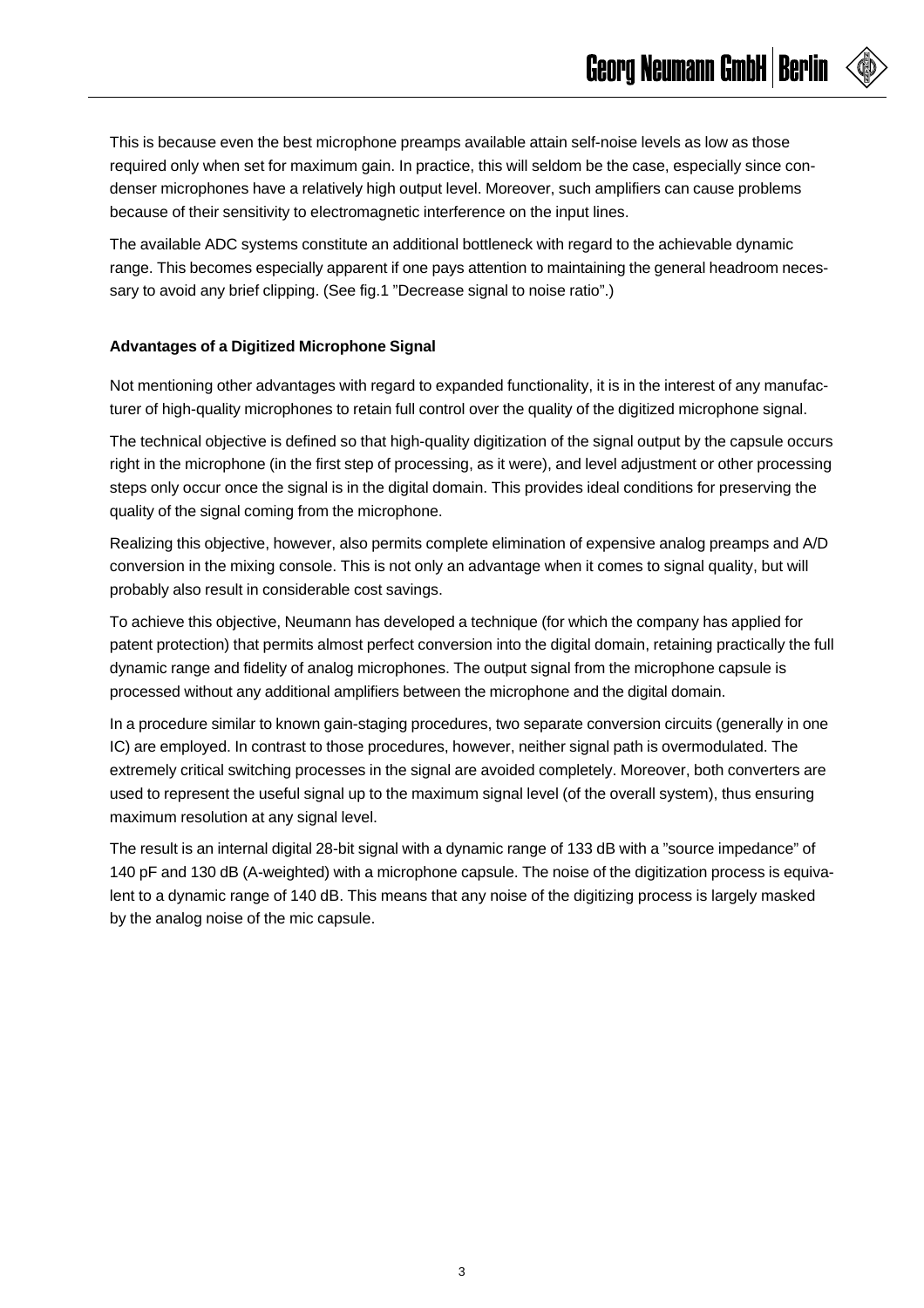This is because even the best microphone preamps available attain self-noise levels as low as those required only when set for maximum gain. In practice, this will seldom be the case, especially since condenser microphones have a relatively high output level. Moreover, such amplifiers can cause problems because of their sensitivity to electromagnetic interference on the input lines.

The available ADC systems constitute an additional bottleneck with regard to the achievable dynamic range. This becomes especially apparent if one pays attention to maintaining the general headroom necessary to avoid any brief clipping. (See fig.1 ”Decrease signal to noise ratio”.)

**Advantages of a Digitized Microphone Signal**

Not mentioning other advantages with regard to expanded functionality, it is in the interest of any manufacturer of high-quality microphones to retain full control over the quality of the digitized microphone signal.

The technical objective is defined so that high-quality digitization of the signal output by the capsule occurs right in the microphone (in the first step of processing, as it were), and level adjustment or other processing steps only occur once the signal is in the digital domain. This provides ideal conditions for preserving the quality of the signal coming from the microphone.

Realizing this objective, however, also permits complete elimination of expensive analog preamps and A/D conversion in the mixing console. This is not only an advantage when it comes to signal quality, but will probably also result in considerable cost savings.

To achieve this objective, Neumann has developed a technique (for which the company has applied for patent protection) that permits almost perfect conversion into the digital domain, retaining practically the full dynamic range and fidelity of analog microphones. The output signal from the microphone capsule is processed without any additional amplifiers between the microphone and the digital domain.

In a procedure similar to known gain-staging procedures, two separate conversion circuits (generally in one IC) are employed. In contrast to those procedures, however, neither signal path is overmodulated. The extremely critical switching processes in the signal are avoided completely. Moreover, both converters are used to represent the useful signal up to the maximum signal level (of the overall system), thus ensuring maximum resolution at any signal level.

The result is an internal digital 28-bit signal with a dynamic range of 133 dB with a ”source impedance” of 140 pF and 130 dB (A-weighted) with a microphone capsule. The noise of the digitization process is equivalent to a dynamic range of 140 dB. This means that any noise of the digitizing process is largely masked by the analog noise of the mic capsule.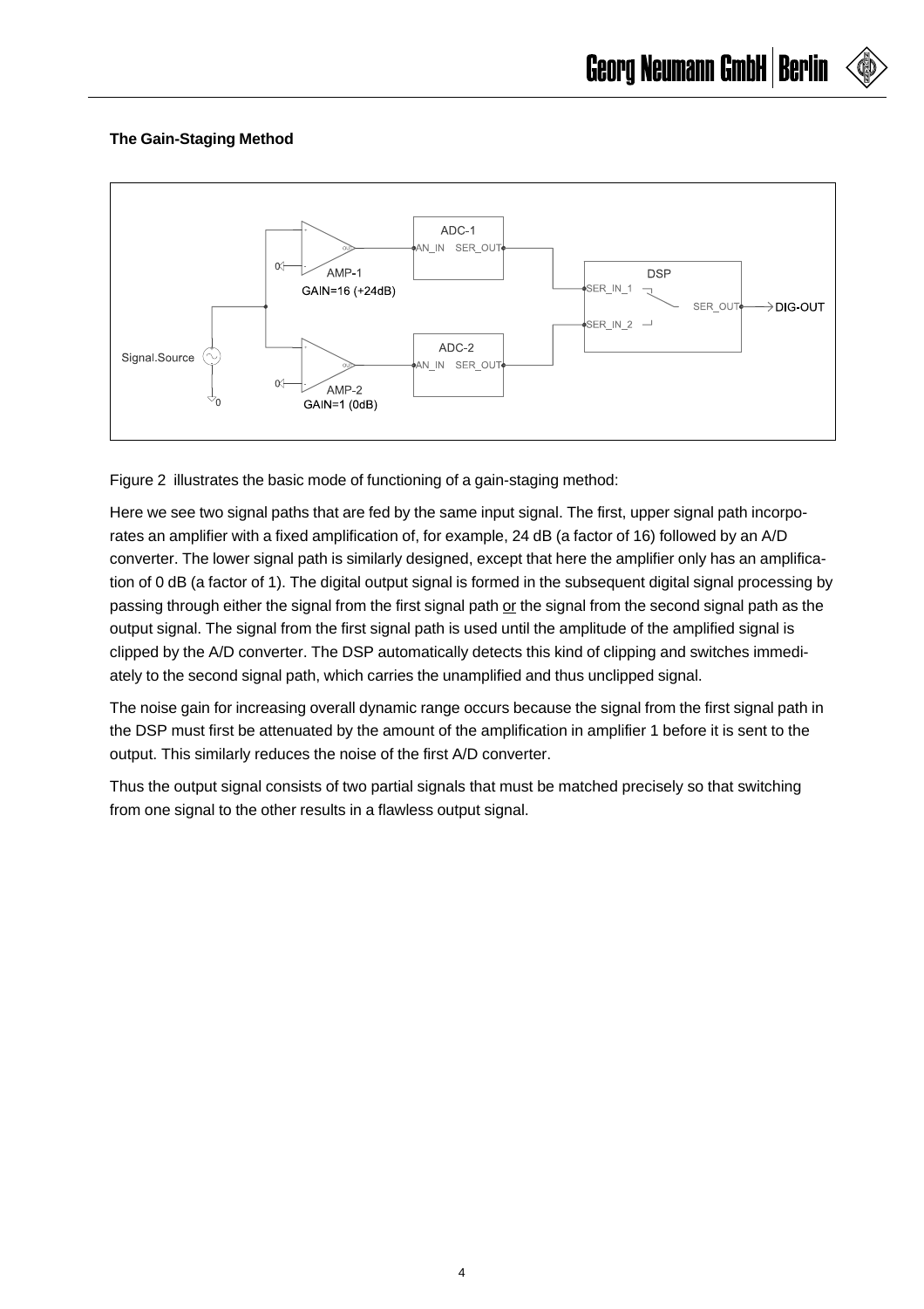### The Gain-Staging Method

ADC-1

AN_IN SER_OUT

AMP-1

GAIN=16 (+24dB)

DSP

SER_IN_1

SER_OUT

DIG-OUT

SER_IN_2

Signal.Source

ADC-2

AN_IN SER_OUT

AMP-2

GAIN=1 (0dB)

Figure 2 illustrates the basic mode of functioning of a gain-staging method:

Here we see two signal paths that are fed by the same input signal. The first, upper signal path incorporates an amplifier with a fixed amplification of, for example, 24 dB (a factor of 16) followed by an A/D converter. The lower signal path is similarly designed, except that here the amplifier only has an amplification of 0 dB (a factor of 1). The digital output signal is formed in the subsequent digital signal processing by passing through either the signal from the first signal path or the signal from the second signal path as the output signal. The signal from the first signal path is used until the amplitude of the amplified signal is clipped by the A/D converter. The DSP automatically detects this kind of clipping and switches immediately to the second signal path, which carries the unamplified and thus unclipped signal.

The noise gain for increasing overall dynamic range occurs because the signal from the first signal path in the DSP must first be attenuated by the amount of the amplification in amplifier 1 before it is sent to the output. This similarly reduces the noise of the first A/D converter.

Thus the output signal consists of two partial signals that must be matched precisely so that switching from one signal to the other results in a flawless output signal.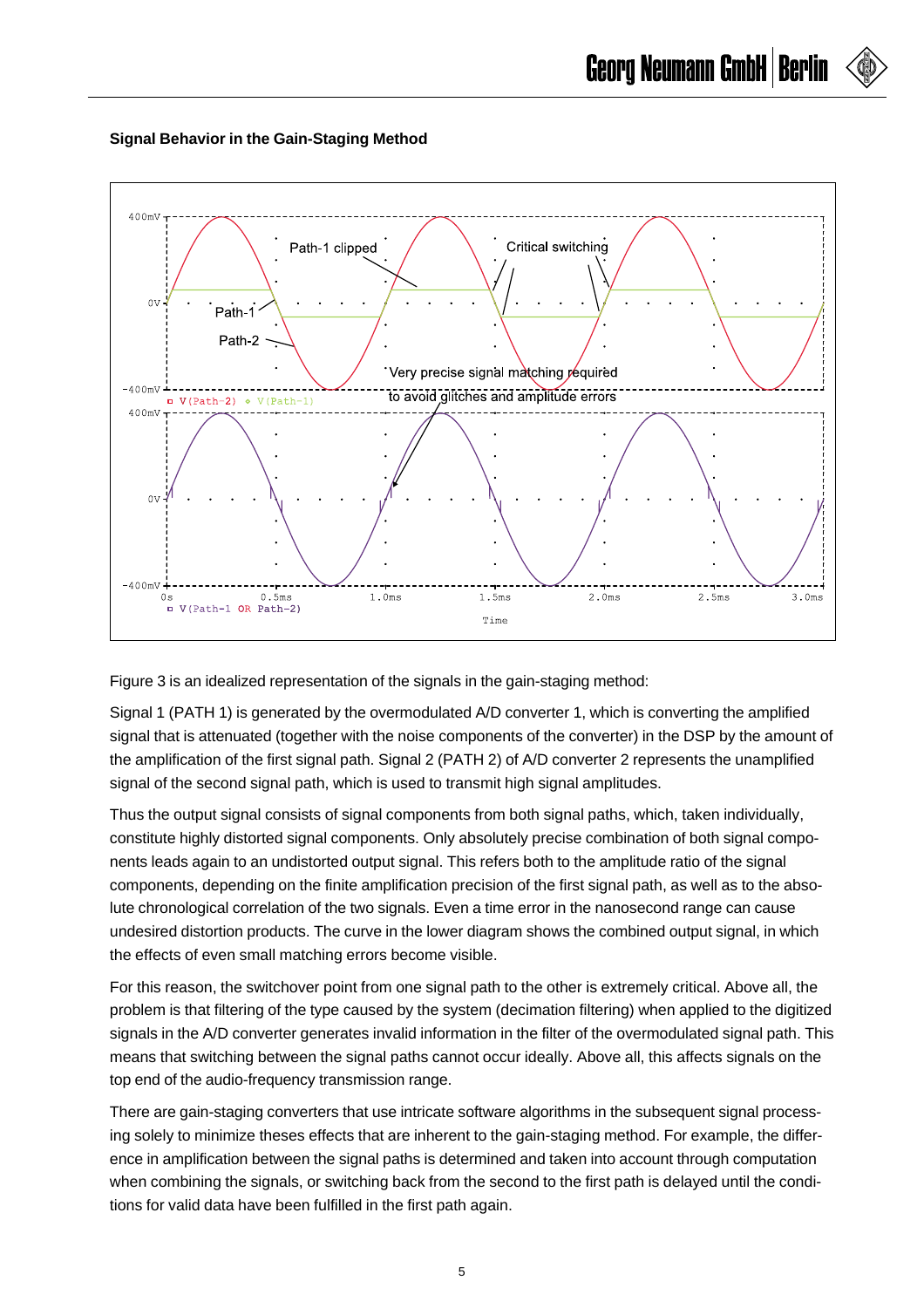## Signal Behavior in the Gain-Staging Method

400mV
0V
-400mV
Path-1 clipped
Critical switching
Path-1
Path-2
Very precise signal matching required
to avoid glitches and amplitude errors
V(Path-2) V(Path-1)
400mV
0V
-400mV
0s 0.5ms 1.0ms 1.5ms 2.0ms 2.5ms 3.0ms
V(Path-1 OR Path-2)
Time

Figure 3 is an idealized representation of the signals in the gain-staging method:

Signal 1 (PATH 1) is generated by the overmodulated A/D converter 1, which is converting the amplified signal that is attenuated (together with the noise components of the converter) in the DSP by the amount of the amplification of the first signal path. Signal 2 (PATH 2) of A/D converter 2 represents the unamplified signal of the second signal path, which is used to transmit high signal amplitudes.

Thus the output signal consists of signal components from both signal paths, which, taken individually, constitute highly distorted signal components. Only absolutely precise combination of both signal components leads again to an undistorted output signal. This refers both to the amplitude ratio of the signal components, depending on the finite amplification precision of the first signal path, as well as to the absolute chronological correlation of the two signals. Even a time error in the nanosecond range can cause undesired distortion products. The curve in the lower diagram shows the combined output signal, in which the effects of even small matching errors become visible.

For this reason, the switchover point from one signal path to the other is extremely critical. Above all, the problem is that filtering of the type caused by the system (decimation filtering) when applied to the digitized signals in the A/D converter generates invalid information in the filter of the overmodulated signal path. This means that switching between the signal paths cannot occur ideally. Above all, this affects signals on the top end of the audio-frequency transmission range.

There are gain-staging converters that use intricate software algorithms in the subsequent signal processing solely to minimize theses effects that are inherent to the gain-staging method. For example, the difference in amplification between the signal paths is determined and taken into account through computation when combining the signals, or switching back from the second to the first path is delayed until the conditions for valid data have been fulfilled in the first path again.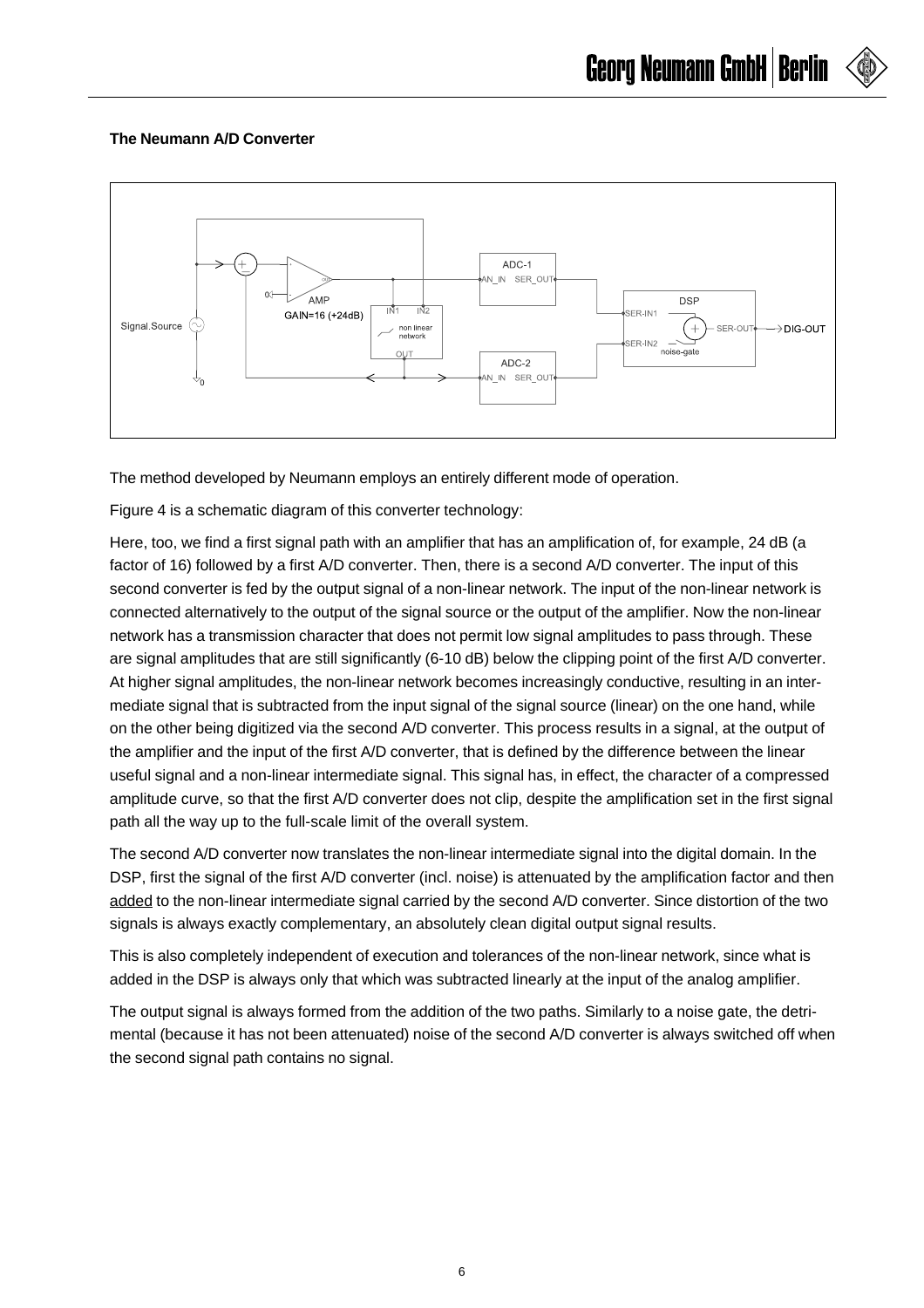**The Neumann A/D Converter**

The method developed by Neumann employs an entirely different mode of operation.

Figure 4 is a schematic diagram of this converter technology:

Here, too, we find a first signal path with an amplifier that has an amplification of, for example, 24 dB (a factor of 16) followed by a first A/D converter. Then, there is a second A/D converter. The input of this second converter is fed by the output signal of a non-linear network. The input of the non-linear network is connected alternatively to the output of the signal source or the output of the amplifier. Now the non-linear network has a transmission character that does not permit low signal amplitudes to pass through. These are signal amplitudes that are still significantly (6-10 dB) below the clipping point of the first A/D converter. At higher signal amplitudes, the non-linear network becomes increasingly conductive, resulting in an intermediate signal that is subtracted from the input signal of the signal source (linear) on the one hand, while on the other being digitized via the second A/D converter. This process results in a signal, at the output of the amplifier and the input of the first A/D converter, that is defined by the difference between the linear useful signal and a non-linear intermediate signal. This signal has, in effect, the character of a compressed amplitude curve, so that the first A/D converter does not clip, despite the amplification set in the first signal path all the way up to the full-scale limit of the overall system.

The second A/D converter now translates the non-linear intermediate signal into the digital domain. In the DSP, first the signal of the first A/D converter (incl. noise) is attenuated by the amplification factor and then added to the non-linear intermediate signal carried by the second A/D converter. Since distortion of the two signals is always exactly complementary, an absolutely clean digital output signal results.

This is also completely independent of execution and tolerances of the non-linear network, since what is added in the DSP is always only that which was subtracted linearly at the input of the analog amplifier.

The output signal is always formed from the addition of the two paths. Similarly to a noise gate, the detrimental (because it has not been attenuated) noise of the second A/D converter is always switched off when the second signal path contains no signal.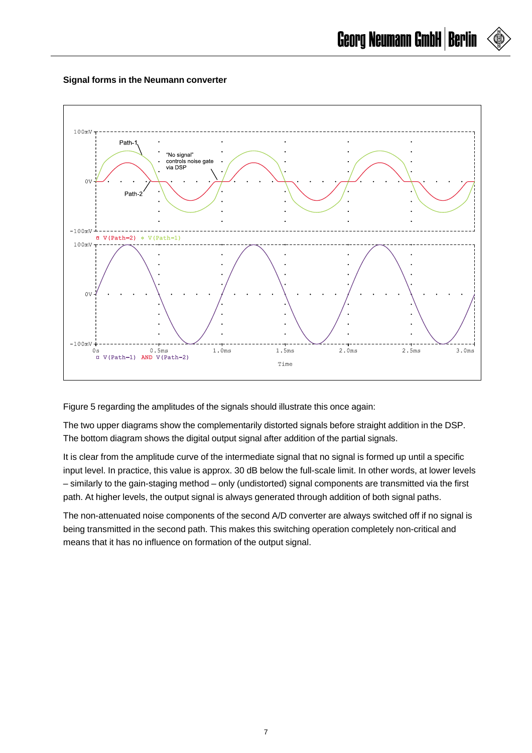**Signal forms in the Neumann converter**

100mV
0V
-100mV
Path-1
Path-2
"No signal" controls noise gate via DSP
V(Path-2) V(Path-1)
100mV
0V
-100mV
0s
0.5ms
1.0ms
1.5ms
2.0ms
2.5ms
3.0ms
V(Path-1) AND V(Path-2)
Time

Figure 5 regarding the amplitudes of the signals should illustrate this once again:

The two upper diagrams show the complementarily distorted signals before straight addition in the DSP. The bottom diagram shows the digital output signal after addition of the partial signals.

It is clear from the amplitude curve of the intermediate signal that no signal is formed up until a specific input level. In practice, this value is approx. 30 dB below the full-scale limit. In other words, at lower levels – similarly to the gain-staging method – only (undistorted) signal components are transmitted via the first path. At higher levels, the output signal is always generated through addition of both signal paths.

The non-attenuated noise components of the second A/D converter are always switched off if no signal is being transmitted in the second path. This makes this switching operation completely non-critical and means that it has no influence on formation of the output signal.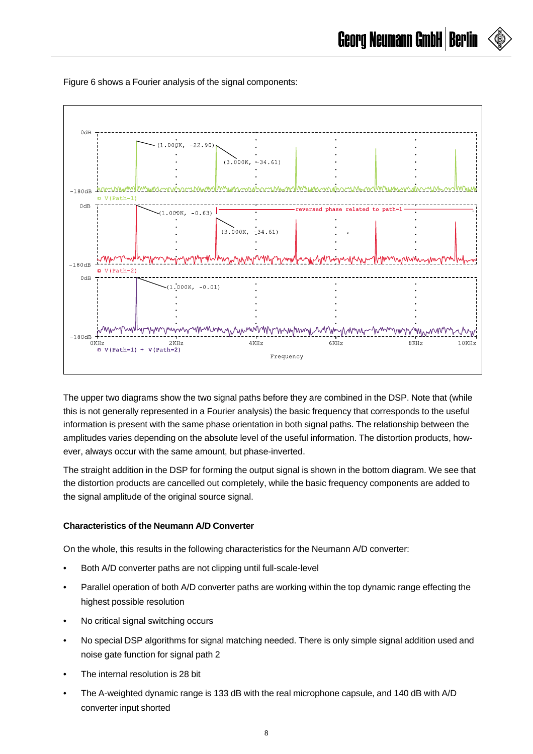Figure 6 shows a Fourier analysis of the signal components:

The upper two diagrams show the two signal paths before they are combined in the DSP. Note that (while this is not generally represented in a Fourier analysis) the basic frequency that corresponds to the useful information is present with the same phase orientation in both signal paths. The relationship between the amplitudes varies depending on the absolute level of the useful information. The distortion products, however, always occur with the same amount, but phase-inverted.

The straight addition in the DSP for forming the output signal is shown in the bottom diagram. We see that the distortion products are cancelled out completely, while the basic frequency components are added to the signal amplitude of the original source signal.

### Characteristics of the Neumann A/D Converter

On the whole, this results in the following characteristics for the Neumann A/D converter:

- Both A/D converter paths are not clipping until full-scale-level
- Parallel operation of both A/D converter paths are working within the top dynamic range effecting the highest possible resolution
- No critical signal switching occurs
- No special DSP algorithms for signal matching needed. There is only simple signal addition used and noise gate function for signal path 2
- The internal resolution is 28 bit
- The A-weighted dynamic range is 133 dB with the real microphone capsule, and 140 dB with A/D converter input shorted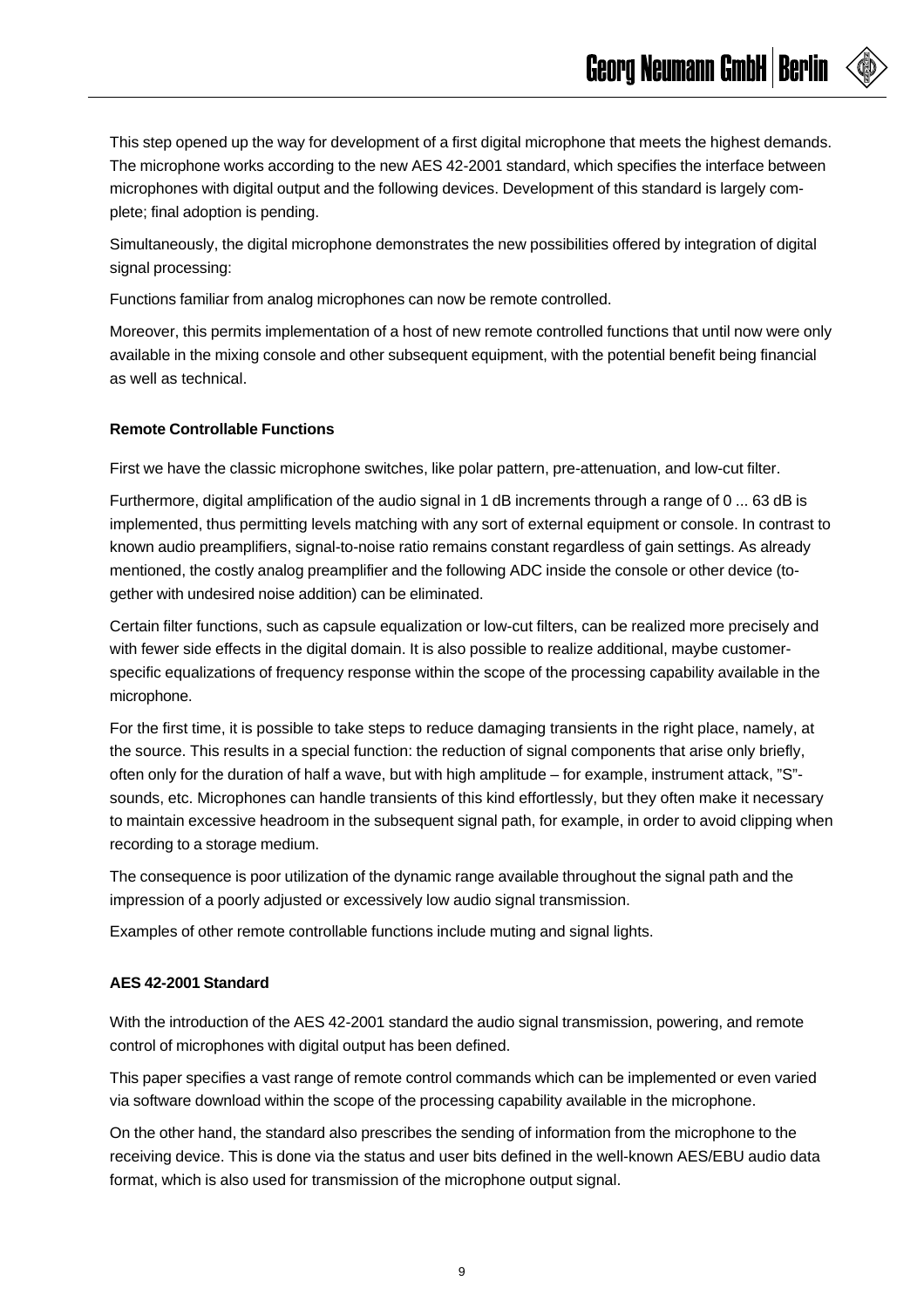This step opened up the way for development of a first digital microphone that meets the highest demands. The microphone works according to the new AES 42-2001 standard, which specifies the interface between microphones with digital output and the following devices. Development of this standard is largely complete; final adoption is pending.

Simultaneously, the digital microphone demonstrates the new possibilities offered by integration of digital signal processing:

Functions familiar from analog microphones can now be remote controlled.

Moreover, this permits implementation of a host of new remote controlled functions that until now were only available in the mixing console and other subsequent equipment, with the potential benefit being financial as well as technical.

**Remote Controllable Functions**

First we have the classic microphone switches, like polar pattern, pre-attenuation, and low-cut filter.

Furthermore, digital amplification of the audio signal in 1 dB increments through a range of 0 ... 63 dB is implemented, thus permitting levels matching with any sort of external equipment or console. In contrast to known audio preamplifiers, signal-to-noise ratio remains constant regardless of gain settings. As already mentioned, the costly analog preamplifier and the following ADC inside the console or other device (together with undesired noise addition) can be eliminated.

Certain filter functions, such as capsule equalization or low-cut filters, can be realized more precisely and with fewer side effects in the digital domain. It is also possible to realize additional, maybe customer-specific equalizations of frequency response within the scope of the processing capability available in the microphone.

For the first time, it is possible to take steps to reduce damaging transients in the right place, namely, at the source. This results in a special function: the reduction of signal components that arise only briefly, often only for the duration of half a wave, but with high amplitude – for example, instrument attack, "S"-sounds, etc. Microphones can handle transients of this kind effortlessly, but they often make it necessary to maintain excessive headroom in the subsequent signal path, for example, in order to avoid clipping when recording to a storage medium.

The consequence is poor utilization of the dynamic range available throughout the signal path and the impression of a poorly adjusted or excessively low audio signal transmission.

Examples of other remote controllable functions include muting and signal lights.

**AES 42-2001 Standard**

With the introduction of the AES 42-2001 standard the audio signal transmission, powering, and remote control of microphones with digital output has been defined.

This paper specifies a vast range of remote control commands which can be implemented or even varied via software download within the scope of the processing capability available in the microphone.

On the other hand, the standard also prescribes the sending of information from the microphone to the receiving device. This is done via the status and user bits defined in the well-known AES/EBU audio data format, which is also used for transmission of the microphone output signal.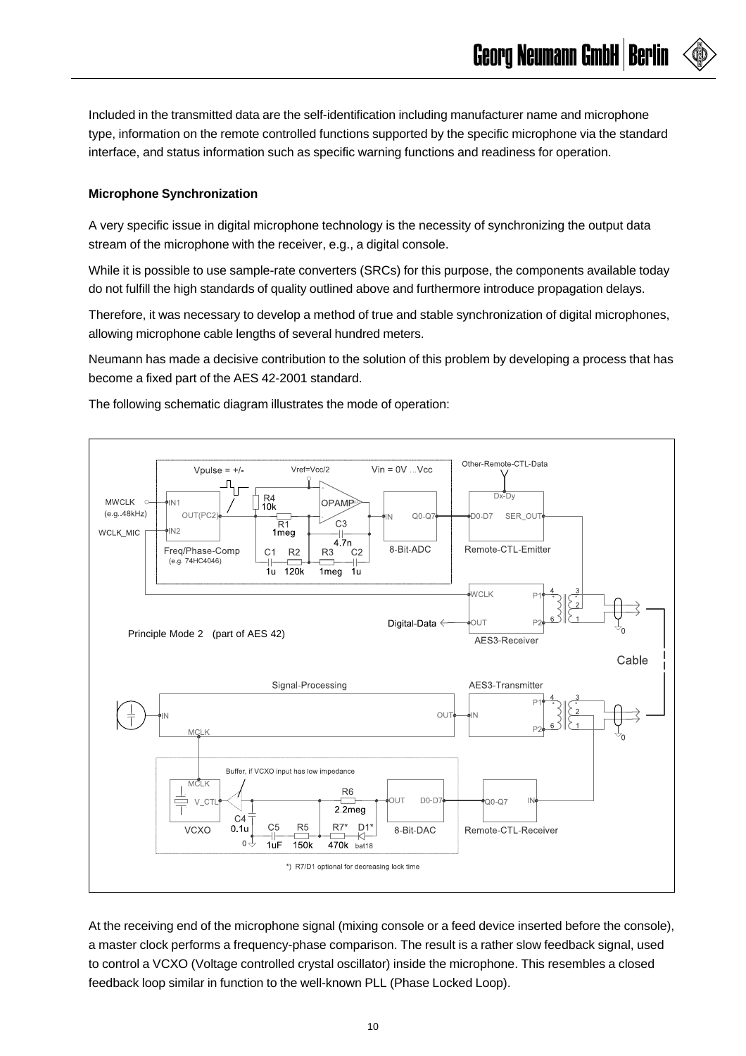Included in the transmitted data are the self-identification including manufacturer name and microphone type, information on the remote controlled functions supported by the specific microphone via the standard interface, and status information such as specific warning functions and readiness for operation.

**Microphone Synchronization**

A very specific issue in digital microphone technology is the necessity of synchronizing the output data stream of the microphone with the receiver, e.g., a digital console.

While it is possible to use sample-rate converters (SRCs) for this purpose, the components available today do not fulfill the high standards of quality outlined above and furthermore introduce propagation delays.

Therefore, it was necessary to develop a method of true and stable synchronization of digital microphones, allowing microphone cable lengths of several hundred meters.

Neumann has made a decisive contribution to the solution of this problem by developing a process that has become a fixed part of the AES 42-2001 standard.

The following schematic diagram illustrates the mode of operation:

Vpulse = +/-
Vref=Vcc/2
Vin = 0V ...Vcc
Other-Remote-CTL-Data
MWCLK (e.g..48kHz)
WCLK_MIC
IN1
OUT(PC2)
IN2
Freq/Phase-Comp (e.g. 74HC4046)
R4 10k
R1 1meg
OPAMP
C3 4.7n
C1 1u
R2 120k
R3 1meg
C2 1u
IN Q0-Q7
8-Bit-ADC
Dx-Dy
D0-D7 SER_OUT
Remote-CTL-Emitter
WCLK P1
OUT P2
Digital-Data
AES3-Receiver
Principle Mode 2 (part of AES 42)
Cable
Signal-Processing
IN OUT
MCLK
AES3-Transmitter
IN P1 P2
Buffer, if VCXO input has low impedance
MCLK
V_CTL
VCXO
C4 0.1u
C5 1uF
R5 150k
R6 2.2meg
R7* 470k
D1* bat18
OUT D0-D7
8-Bit-DAC
Q0-Q7 IN
Remote-CTL-Receiver
*) R7/D1 optional for decreasing lock time

At the receiving end of the microphone signal (mixing console or a feed device inserted before the console), a master clock performs a frequency-phase comparison. The result is a rather slow feedback signal, used to control a VCXO (Voltage controlled crystal oscillator) inside the microphone. This resembles a closed feedback loop similar in function to the well-known PLL (Phase Locked Loop).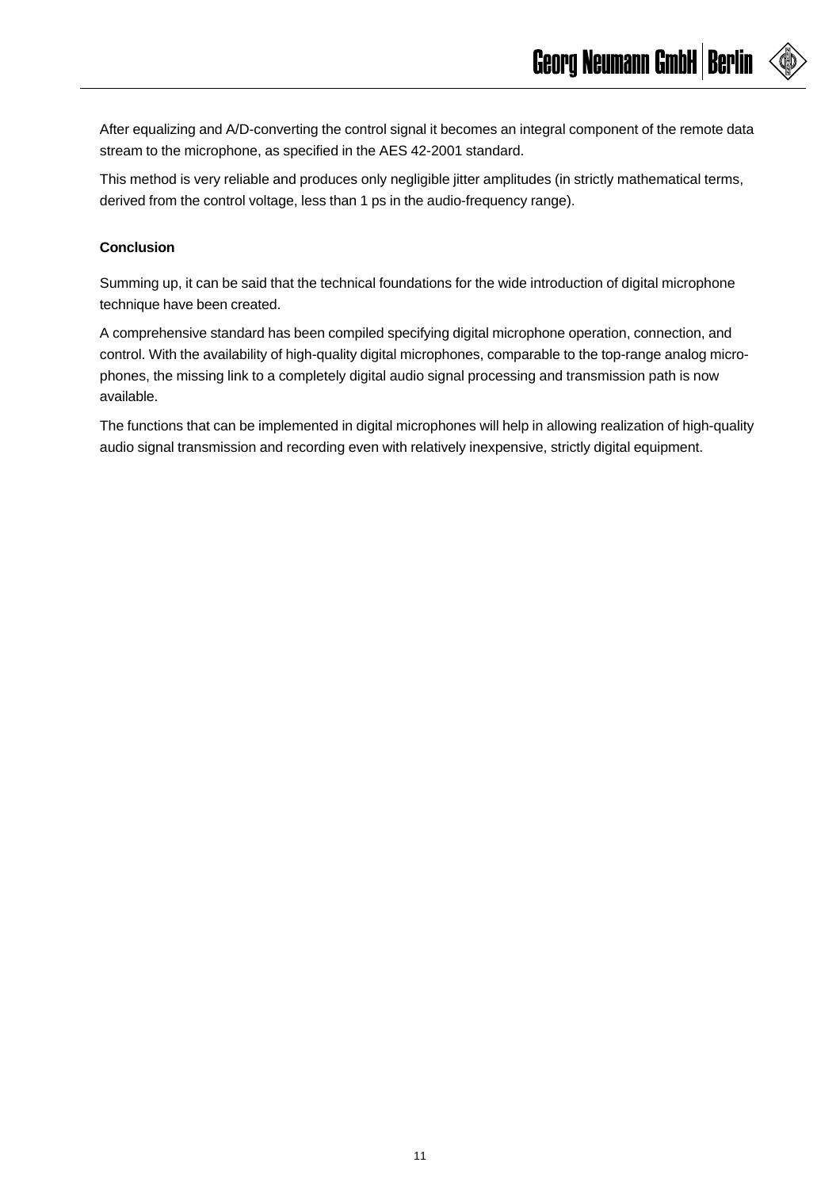After equalizing and A/D-converting the control signal it becomes an integral component of the remote data stream to the microphone, as specified in the AES 42-2001 standard.

This method is very reliable and produces only negligible jitter amplitudes (in strictly mathematical terms, derived from the control voltage, less than 1 ps in the audio-frequency range).

**Conclusion**

Summing up, it can be said that the technical foundations for the wide introduction of digital microphone technique have been created.

A comprehensive standard has been compiled specifying digital microphone operation, connection, and control. With the availability of high-quality digital microphones, comparable to the top-range analog microphones, the missing link to a completely digital audio signal processing and transmission path is now available.

The functions that can be implemented in digital microphones will help in allowing realization of high-quality audio signal transmission and recording even with relatively inexpensive, strictly digital equipment.